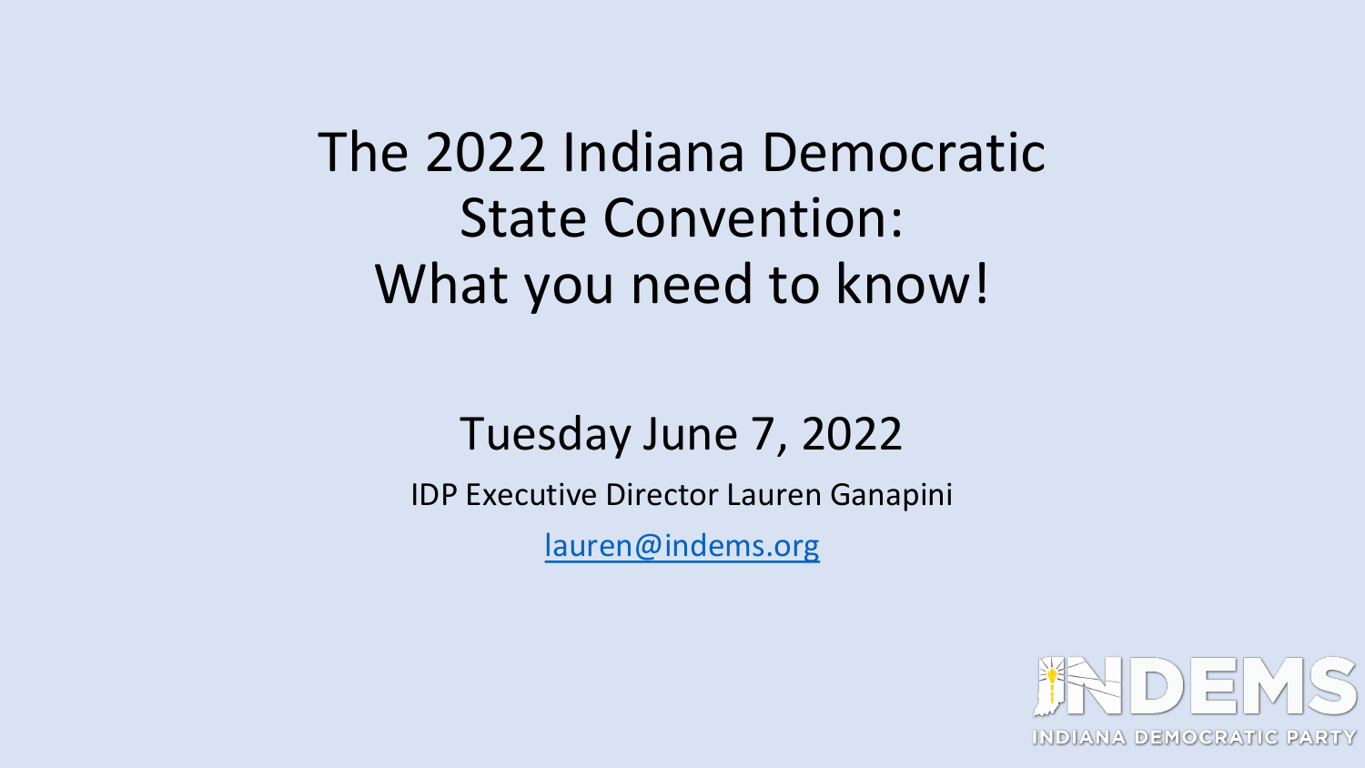# The 2022 Indiana Democratic State Convention: What you need to know!

## Tuesday June 7, 2022

IDP Executive Director Lauren Ganapini

lauren@indems.org

INDEMS

INDIANA DEMOCRATIC PARTY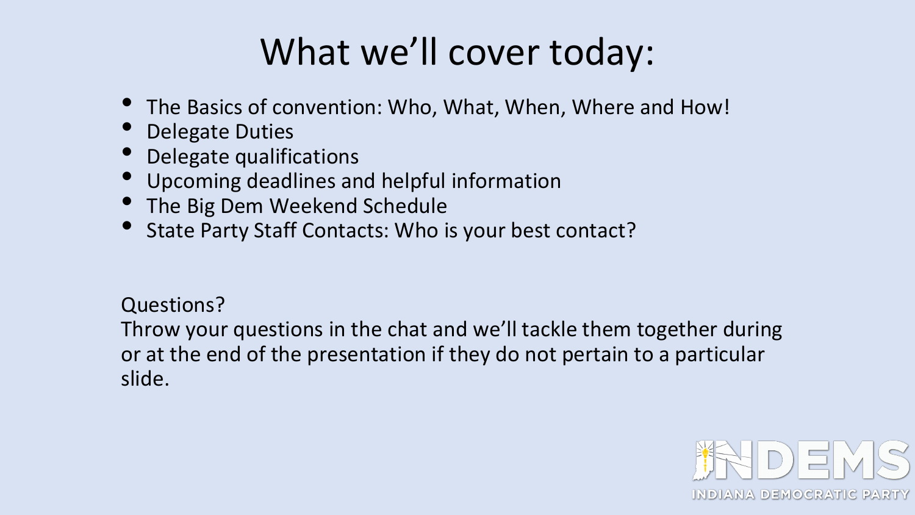# What we'll cover today:

- The Basics of convention: Who, What, When, Where and How!
- Delegate Duties
- Delegate qualifications
- Upcoming deadlines and helpful information
- The Big Dem Weekend Schedule
- State Party Staff Contacts: Who is your best contact?

Questions?
Throw your questions in the chat and we'll tackle them together during or at the end of the presentation if they do not pertain to a particular slide.

INDEMS
INDIANA DEMOCRATIC PARTY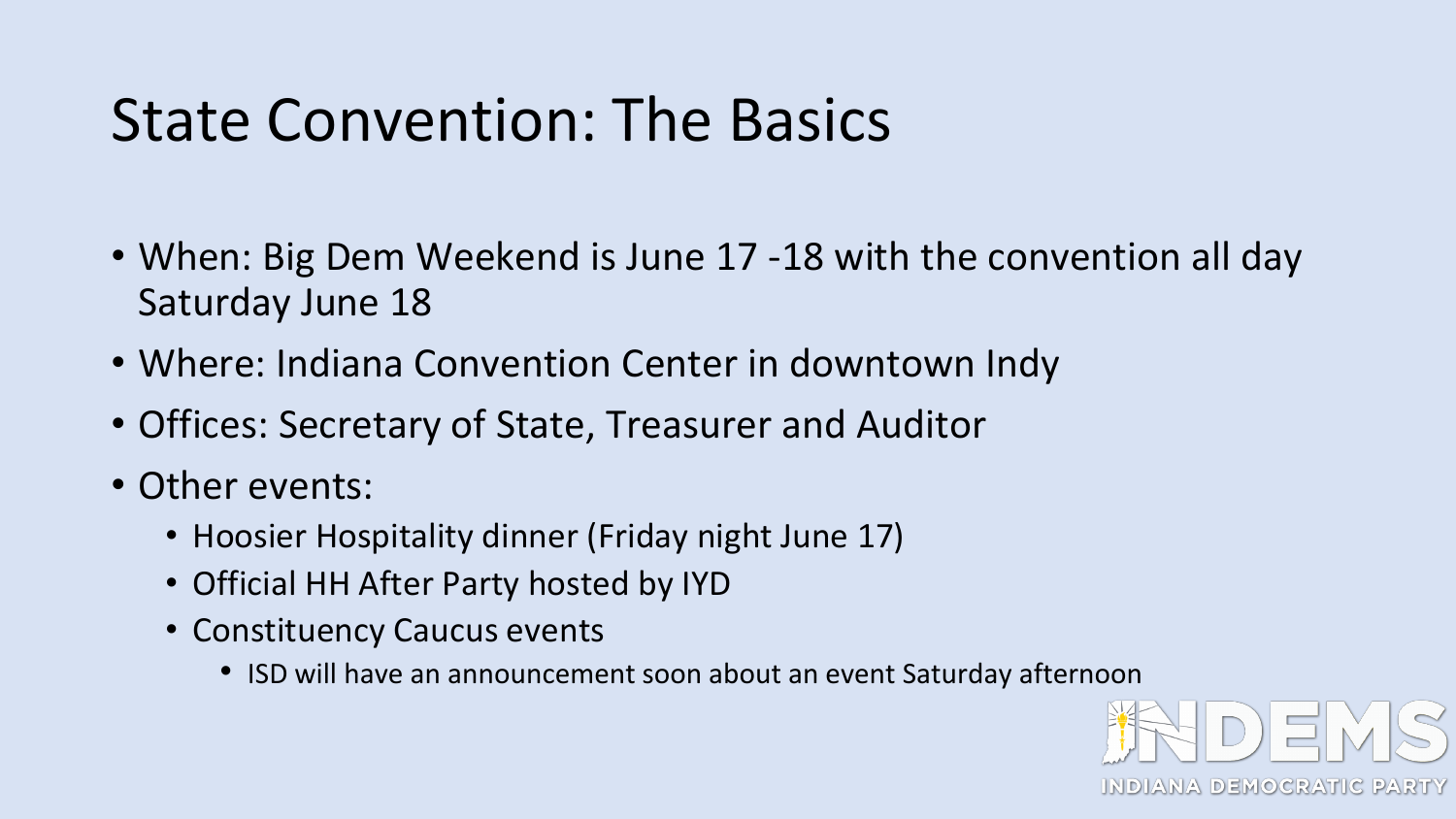# State Convention: The Basics

- When: Big Dem Weekend is June 17 -18 with the convention all day Saturday June 18
- Where: Indiana Convention Center in downtown Indy
- Offices: Secretary of State, Treasurer and Auditor
- Other events:
  - Hoosier Hospitality dinner (Friday night June 17)
  - Official HH After Party hosted by IYD
  - Constituency Caucus events
    - ISD will have an announcement soon about an event Saturday afternoon

INDEMS
INDIANA DEMOCRATIC PARTY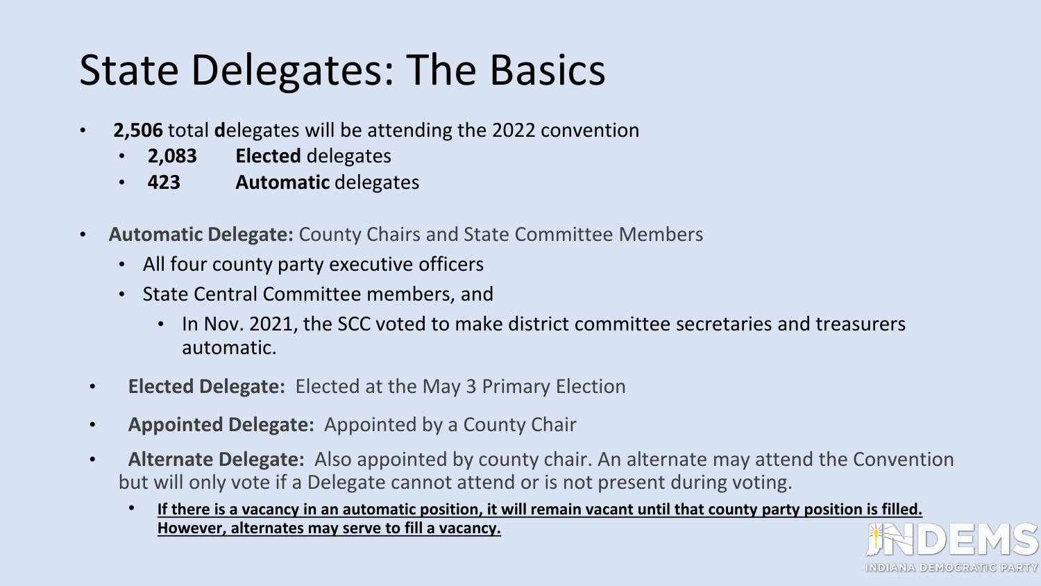# State Delegates: The Basics

- **2,506** total **d**elegates will be attending the 2022 convention
  - **2,083** **Elected** delegates
  - **423** **Automatic** delegates
- **Automatic Delegate:** County Chairs and State Committee Members
  - All four county party executive officers
  - State Central Committee members, and
    - In Nov. 2021, the SCC voted to make district committee secretaries and treasurers automatic.
- **Elected Delegate:** Elected at the May 3 Primary Election
- **Appointed Delegate:** Appointed by a County Chair
- **Alternate Delegate:** Also appointed by county chair. An alternate may attend the Convention but will only vote if a Delegate cannot attend or is not present during voting.
  - **If there is a vacancy in an automatic position, it will remain vacant until that county party position is filled. However, alternates may serve to fill a vacancy.**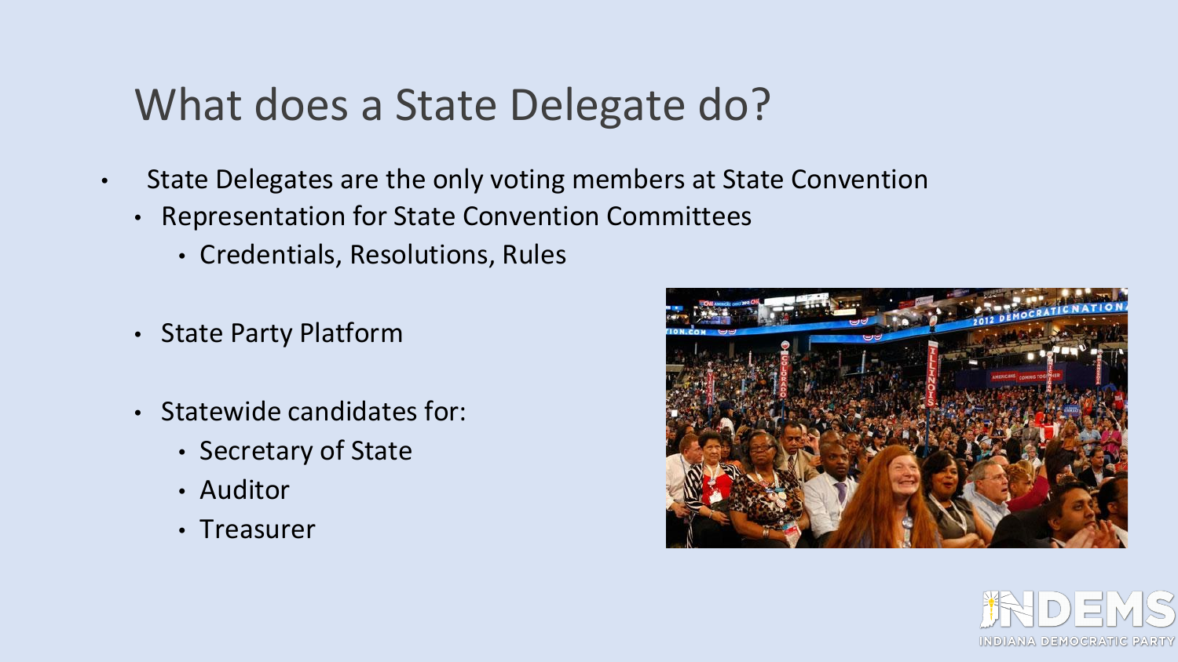# What does a State Delegate do?

- State Delegates are the only voting members at State Convention
  - Representation for State Convention Committees
    - Credentials, Resolutions, Rules
  - State Party Platform
  - Statewide candidates for:
    - Secretary of State
    - Auditor
    - Treasurer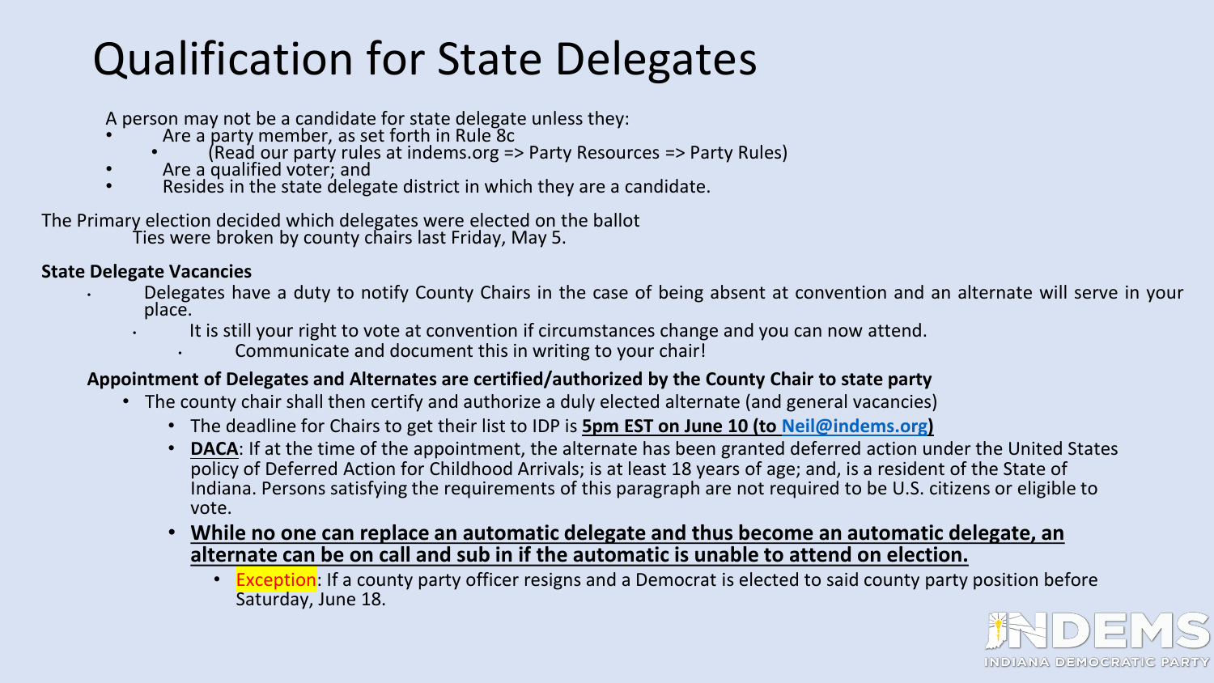# Qualification for State Delegates

A person may not be a candidate for state delegate unless they:

- Are a party member, as set forth in Rule 8c
  - (Read our party rules at indems.org => Party Resources => Party Rules)
- Are a qualified voter; and
- Resides in the state delegate district in which they are a candidate.

The Primary election decided which delegates were elected on the ballot
Ties were broken by county chairs last Friday, May 5.

**State Delegate Vacancies**

- Delegates have a duty to notify County Chairs in the case of being absent at convention and an alternate will serve in your place.
  - It is still your right to vote at convention if circumstances change and you can now attend.
    - Communicate and document this in writing to your chair!

**Appointment of Delegates and Alternates are certified/authorized by the County Chair to state party**

- The county chair shall then certify and authorize a duly elected alternate (and general vacancies)
  - The deadline for Chairs to get their list to IDP is **5pm EST on June 10 (to Neil@indems.org)**
  - **DACA**: If at the time of the appointment, the alternate has been granted deferred action under the United States policy of Deferred Action for Childhood Arrivals; is at least 18 years of age; and, is a resident of the State of Indiana. Persons satisfying the requirements of this paragraph are not required to be U.S. citizens or eligible to vote.
  - **While no one can replace an automatic delegate and thus become an automatic delegate, an alternate can be on call and sub in if the automatic is unable to attend on election.**
    - Exception: If a county party officer resigns and a Democrat is elected to said county party position before Saturday, June 18.

INDEMS
INDIANA DEMOCRATIC PARTY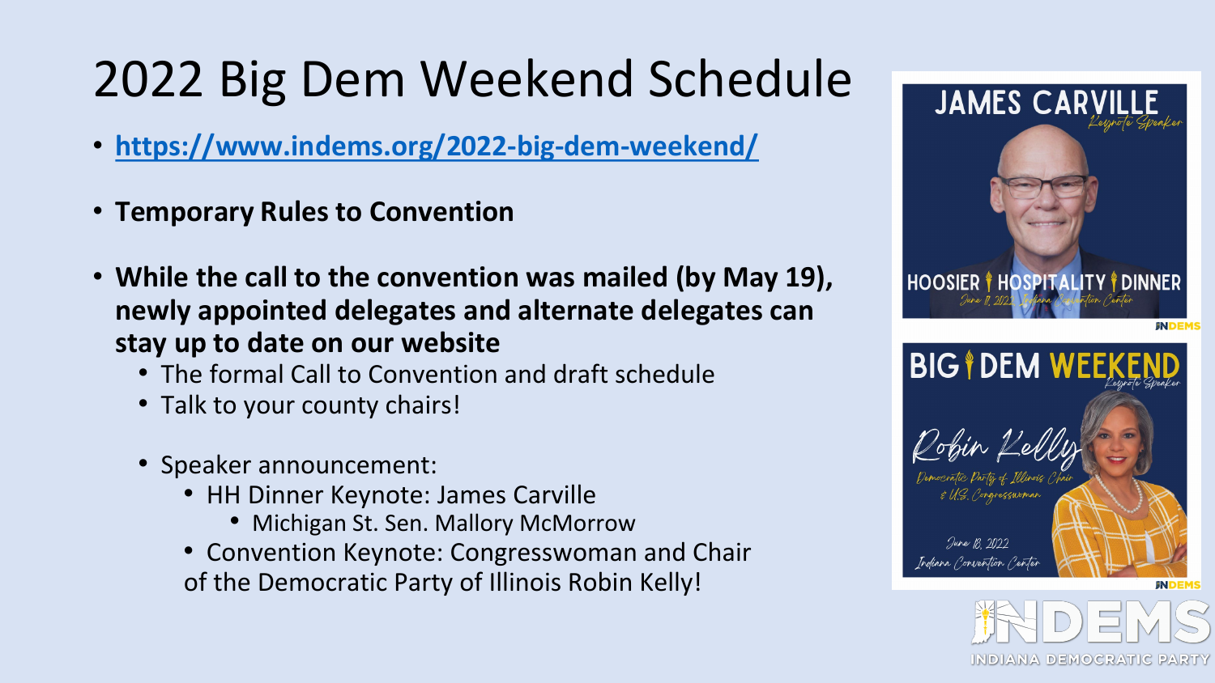# 2022 Big Dem Weekend Schedule

- **https://www.indems.org/2022-big-dem-weekend/**
- **Temporary Rules to Convention**
- **While the call to the convention was mailed (by May 19), newly appointed delegates and alternate delegates can stay up to date on our website**
  - The formal Call to Convention and draft schedule
  - Talk to your county chairs!
  - Speaker announcement:
    - HH Dinner Keynote: James Carville
      - Michigan St. Sen. Mallory McMorrow
    - Convention Keynote: Congresswoman and Chair of the Democratic Party of Illinois Robin Kelly!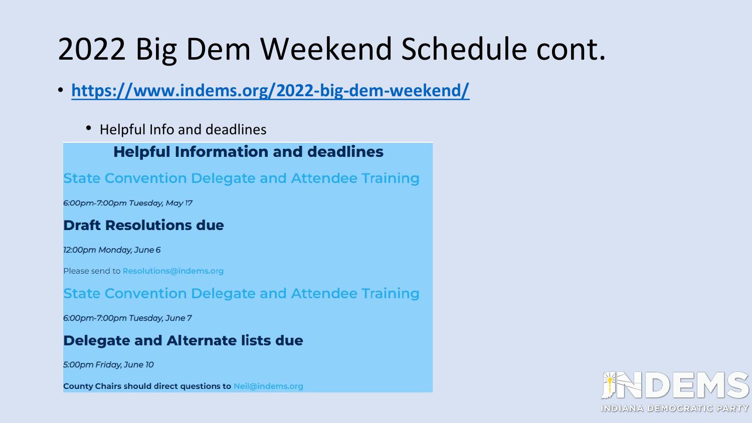# 2022 Big Dem Weekend Schedule cont.

- **https://www.indems.org/2022-big-dem-weekend/**
  - Helpful Info and deadlines

## Helpful Information and deadlines

### State Convention Delegate and Attendee Training

*6:00pm-7:00pm Tuesday, May 17*

### Draft Resolutions due

*12:00pm Monday, June 6*

Please send to Resolutions@indems.org

### State Convention Delegate and Attendee Training

*6:00pm-7:00pm Tuesday, June 7*

### Delegate and Alternate lists due

*5:00pm Friday, June 10*

**County Chairs should direct questions to** Neil@indems.org

INDEMS
INDIANA DEMOCRATIC PARTY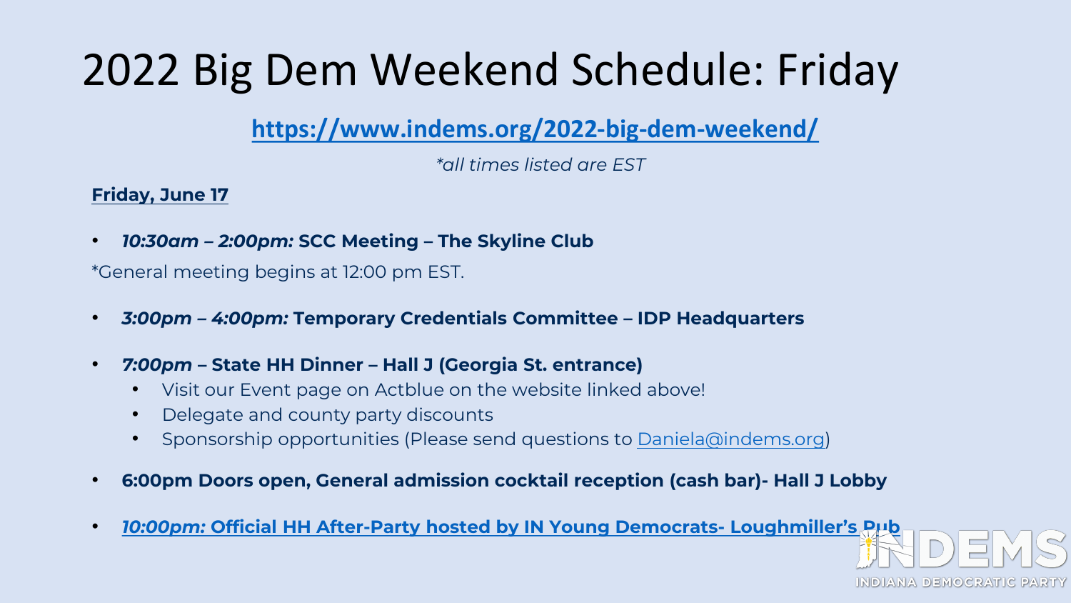# 2022 Big Dem Weekend Schedule: Friday

[https://www.indems.org/2022-big-dem-weekend/](https://www.indems.org/2022-big-dem-weekend/)

*\*all times listed are EST*

**Friday, June 17**

- ***10:30am – 2:00pm:*** **SCC Meeting – The Skyline Club**

*General meeting begins at 12:00 pm EST.

- ***3:00pm – 4:00pm:*** **Temporary Credentials Committee – IDP Headquarters**

- ***7:00pm*** **– State HH Dinner – Hall J (Georgia St. entrance)**
  - Visit our Event page on Actblue on the website linked above!
  - Delegate and county party discounts
  - Sponsorship opportunities (Please send questions to Daniela@indems.org)

- **6:00pm Doors open, General admission cocktail reception (cash bar)- Hall J Lobby**

- ***10:00pm:*** **Official HH After-Party hosted by IN Young Democrats- Loughmiller's Pub**

INDEMS
INDIANA DEMOCRATIC PARTY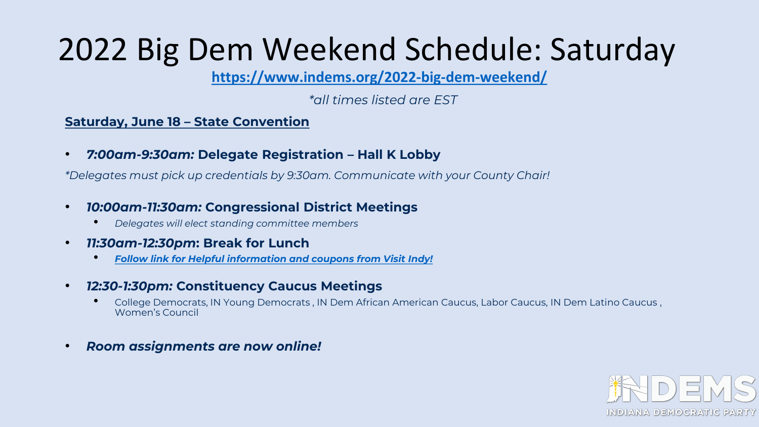# 2022 Big Dem Weekend Schedule: Saturday

**https://www.indems.org/2022-big-dem-weekend/**

*\*all times listed are EST*

**Saturday, June 18 – State Convention**

- ***7:00am-9:30am:* Delegate Registration – Hall K Lobby**

*\*Delegates must pick up credentials by 9:30am. Communicate with your County Chair!*

- ***10:00am-11:30am:* Congressional District Meetings**
  - *Delegates will elect standing committee members*
- ***11:30am-12:30pm*: Break for Lunch**
  - ***Follow link for Helpful information and coupons from Visit Indy!***
- ***12:30-1:30pm:* Constituency Caucus Meetings**
  - College Democrats, IN Young Democrats , IN Dem African American Caucus, Labor Caucus, IN Dem Latino Caucus , Women's Council
- ***Room assignments are now online!***

INDEMS
INDIANA DEMOCRATIC PARTY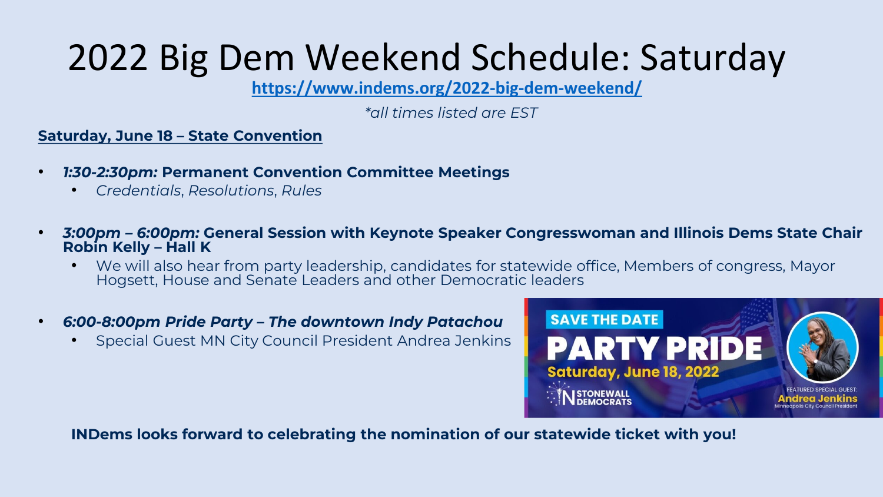# 2022 Big Dem Weekend Schedule: Saturday

https://www.indems.org/2022-big-dem-weekend/

*\*all times listed are EST*

**Saturday, June 18 – State Convention**

- ***1:30-2:30pm:* Permanent Convention Committee Meetings**
  - *Credentials, Resolutions, Rules*
- ***3:00pm – 6:00pm:* General Session with Keynote Speaker Congresswoman and Illinois Dems State Chair Robin Kelly – Hall K**
  - We will also hear from party leadership, candidates for statewide office, Members of congress, Mayor Hogsett, House and Senate Leaders and other Democratic leaders
- ***6:00-8:00pm Pride Party – The downtown Indy Patachou***
  - Special Guest MN City Council President Andrea Jenkins

SAVE THE DATE
PARTY PRIDE
Saturday, June 18, 2022
STONEWALL DEMOCRATS
FEATURED SPECIAL GUEST: Andrea Jenkins
Minneapolis City Council President

**INDems looks forward to celebrating the nomination of our statewide ticket with you!**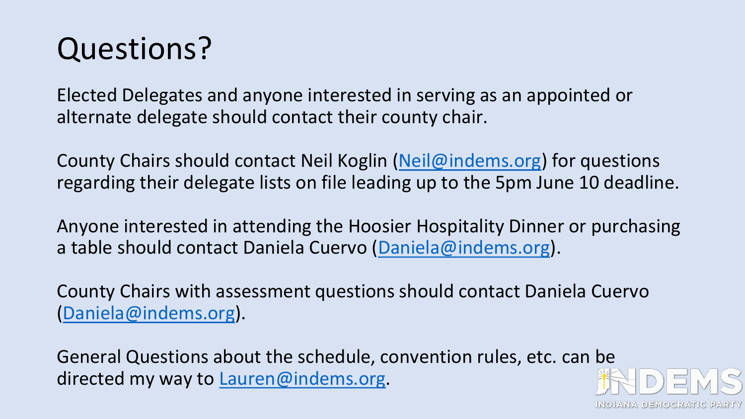# Questions?

Elected Delegates and anyone interested in serving as an appointed or alternate delegate should contact their county chair.

County Chairs should contact Neil Koglin (Neil@indems.org) for questions regarding their delegate lists on file leading up to the 5pm June 10 deadline.

Anyone interested in attending the Hoosier Hospitality Dinner or purchasing a table should contact Daniela Cuervo (Daniela@indems.org).

County Chairs with assessment questions should contact Daniela Cuervo (Daniela@indems.org).

General Questions about the schedule, convention rules, etc. can be directed my way to Lauren@indems.org.

INDEMS

INDIANA DEMOCRATIC PARTY